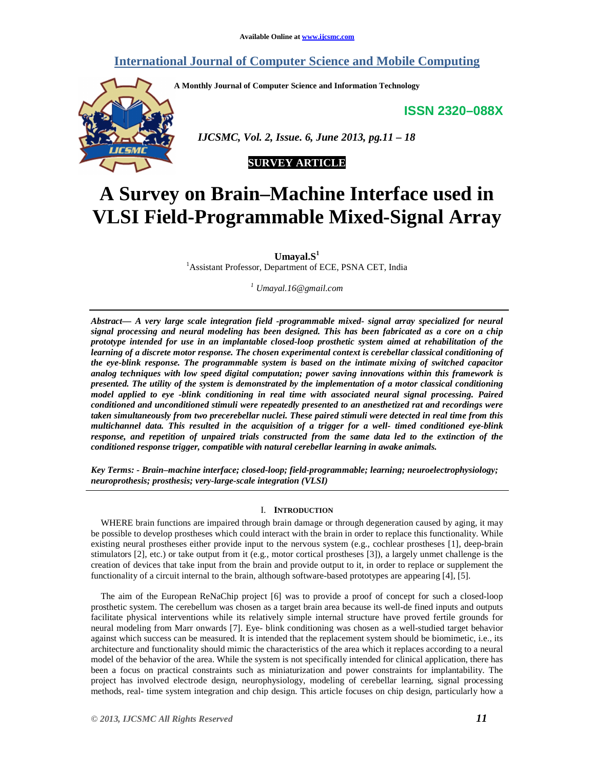Available Online at www.ijcsmc.com

# International Journal of Computer Science and Mobile Computing

**A Monthly Journal of Computer Science and Information Technology**

**ISSN 2320–088X**

*IJCSMC, Vol. 2, Issue. 6, June 2013, pg.11 – 18*

**SURVEY ARTICLE**

# A Survey on Brain–Machine Interface used in VLSI Field-Programmable Mixed-Signal Array

**Umayal.S**[1]

[1]Assistant Professor, Department of ECE, PSNA CET, India

[1] *Umayal.16@gmail.com*

***Abstract***— ***A very large scale integration field -programmable mixed- signal array specialized for neural signal processing and neural modeling has been designed. This has been fabricated as a core on a chip prototype intended for use in an implantable closed-loop prosthetic system aimed at rehabilitation of the learning of a discrete motor response. The chosen experimental context is cerebellar classical conditioning of the eye-blink response. The programmable system is based on the intimate mixing of switched capacitor analog techniques with low speed digital computation; power saving innovations within this framework is presented. The utility of the system is demonstrated by the implementation of a motor classical conditioning model applied to eye -blink conditioning in real time with associated neural signal processing. Paired conditioned and unconditioned stimuli were repeatedly presented to an anesthetized rat and recordings were taken simultaneously from two precerebellar nuclei. These paired stimuli were detected in real time from this multichannel data. This resulted in the acquisition of a trigger for a well- timed conditioned eye-blink response, and repetition of unpaired trials constructed from the same data led to the extinction of the conditioned response trigger, compatible with natural cerebellar learning in awake animals.***

***Key Terms: - Brain–machine interface; closed-loop; field-programmable; learning; neuroelectrophysiology; neuroprothesis; prosthesis; very-large-scale integration (VLSI)***

## I. INTRODUCTION

WHERE brain functions are impaired through brain damage or through degeneration caused by aging, it may be possible to develop prostheses which could interact with the brain in order to replace this functionality. While existing neural prostheses either provide input to the nervous system (e.g., cochlear prostheses [1], deep-brain stimulators [2], etc.) or take output from it (e.g., motor cortical prostheses [3]), a largely unmet challenge is the creation of devices that take input from the brain and provide output to it, in order to replace or supplement the functionality of a circuit internal to the brain, although software-based prototypes are appearing [4], [5].

The aim of the European ReNaChip project [6] was to provide a proof of concept for such a closed-loop prosthetic system. The cerebellum was chosen as a target brain area because its well-de fined inputs and outputs facilitate physical interventions while its relatively simple internal structure have proved fertile grounds for neural modeling from Marr onwards [7]. Eye- blink conditioning was chosen as a well-studied target behavior against which success can be measured. It is intended that the replacement system should be biomimetic, i.e., its architecture and functionality should mimic the characteristics of the area which it replaces according to a neural model of the behavior of the area. While the system is not specifically intended for clinical application, there has been a focus on practical constraints such as miniaturization and power constraints for implantability. The project has involved electrode design, neurophysiology, modeling of cerebellar learning, signal processing methods, real- time system integration and chip design. This article focuses on chip design, particularly how a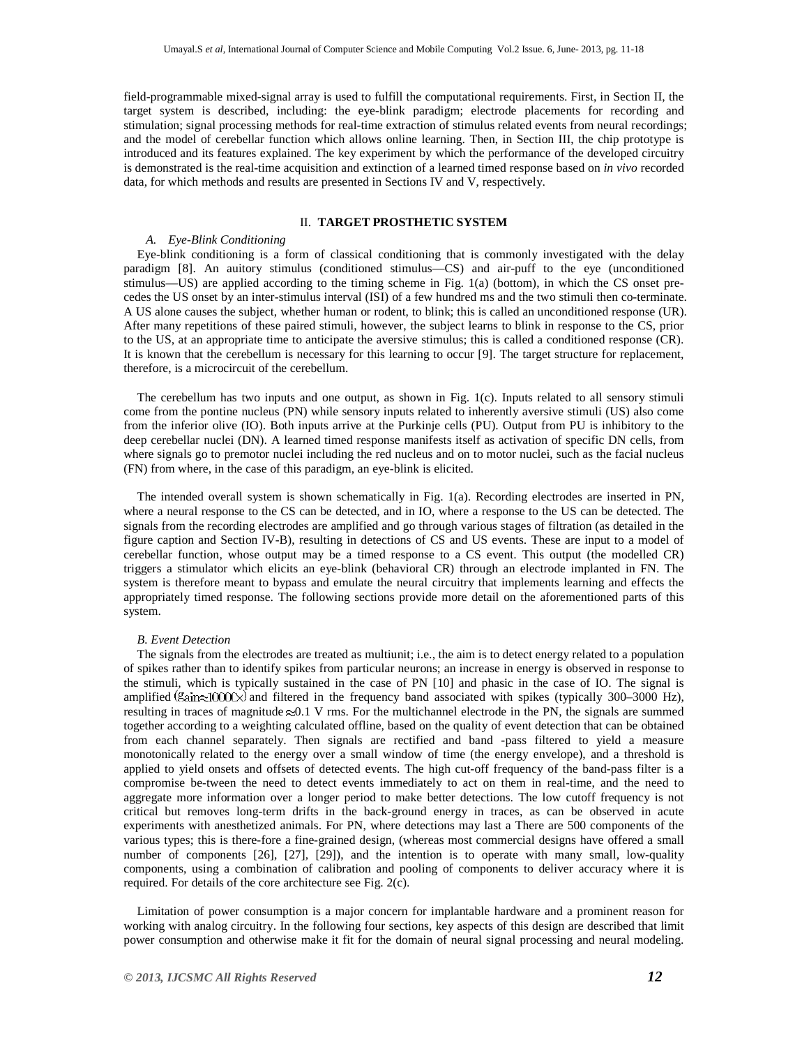field-programmable mixed-signal array is used to fulfill the computational requirements. First, in Section II, the target system is described, including: the eye-blink paradigm; electrode placements for recording and stimulation; signal processing methods for real-time extraction of stimulus related events from neural recordings; and the model of cerebellar function which allows online learning. Then, in Section III, the chip prototype is introduced and its features explained. The key experiment by which the performance of the developed circuitry is demonstrated is the real-time acquisition and extinction of a learned timed response based on *in vivo* recorded data, for which methods and results are presented in Sections IV and V, respectively.

## II. TARGET PROSTHETIC SYSTEM

### *A. Eye-Blink Conditioning*

Eye-blink conditioning is a form of classical conditioning that is commonly investigated with the delay paradigm [8]. An auitory stimulus (conditioned stimulus—CS) and air-puff to the eye (unconditioned stimulus—US) are applied according to the timing scheme in Fig. 1(a) (bottom), in which the CS onset pre-cedes the US onset by an inter-stimulus interval (ISI) of a few hundred ms and the two stimuli then co-terminate. A US alone causes the subject, whether human or rodent, to blink; this is called an unconditioned response (UR). After many repetitions of these paired stimuli, however, the subject learns to blink in response to the CS, prior to the US, at an appropriate time to anticipate the aversive stimulus; this is called a conditioned response (CR). It is known that the cerebellum is necessary for this learning to occur [9]. The target structure for replacement, therefore, is a microcircuit of the cerebellum.

The cerebellum has two inputs and one output, as shown in Fig. 1(c). Inputs related to all sensory stimuli come from the pontine nucleus (PN) while sensory inputs related to inherently aversive stimuli (US) also come from the inferior olive (IO). Both inputs arrive at the Purkinje cells (PU). Output from PU is inhibitory to the deep cerebellar nuclei (DN). A learned timed response manifests itself as activation of specific DN cells, from where signals go to premotor nuclei including the red nucleus and on to motor nuclei, such as the facial nucleus (FN) from where, in the case of this paradigm, an eye-blink is elicited.

The intended overall system is shown schematically in Fig. 1(a). Recording electrodes are inserted in PN, where a neural response to the CS can be detected, and in IO, where a response to the US can be detected. The signals from the recording electrodes are amplified and go through various stages of filtration (as detailed in the figure caption and Section IV-B), resulting in detections of CS and US events. These are input to a model of cerebellar function, whose output may be a timed response to a CS event. This output (the modelled CR) triggers a stimulator which elicits an eye-blink (behavioral CR) through an electrode implanted in FN. The system is therefore meant to bypass and emulate the neural circuitry that implements learning and effects the appropriately timed response. The following sections provide more detail on the aforementioned parts of this system.

### *B. Event Detection*

The signals from the electrodes are treated as multiunit; i.e., the aim is to detect energy related to a population of spikes rather than to identify spikes from particular neurons; an increase in energy is observed in response to the stimuli, which is typically sustained in the case of PN [10] and phasic in the case of IO. The signal is amplified (gain$\approx$1000×) and filtered in the frequency band associated with spikes (typically 300–3000 Hz), resulting in traces of magnitude $\approx$0.1 V rms. For the multichannel electrode in the PN, the signals are summed together according to a weighting calculated offline, based on the quality of event detection that can be obtained from each channel separately. Then signals are rectified and band -pass filtered to yield a measure monotonically related to the energy over a small window of time (the energy envelope), and a threshold is applied to yield onsets and offsets of detected events. The high cut-off frequency of the band-pass filter is a compromise be-tween the need to detect events immediately to act on them in real-time, and the need to aggregate more information over a longer period to make better detections. The low cutoff frequency is not critical but removes long-term drifts in the back-ground energy in traces, as can be observed in acute experiments with anesthetized animals. For PN, where detections may last a There are 500 components of the various types; this is there-fore a fine-grained design, (whereas most commercial designs have offered a small number of components [26], [27], [29]), and the intention is to operate with many small, low-quality components, using a combination of calibration and pooling of components to deliver accuracy where it is required. For details of the core architecture see Fig. 2(c).

Limitation of power consumption is a major concern for implantable hardware and a prominent reason for working with analog circuitry. In the following four sections, key aspects of this design are described that limit power consumption and otherwise make it fit for the domain of neural signal processing and neural modeling.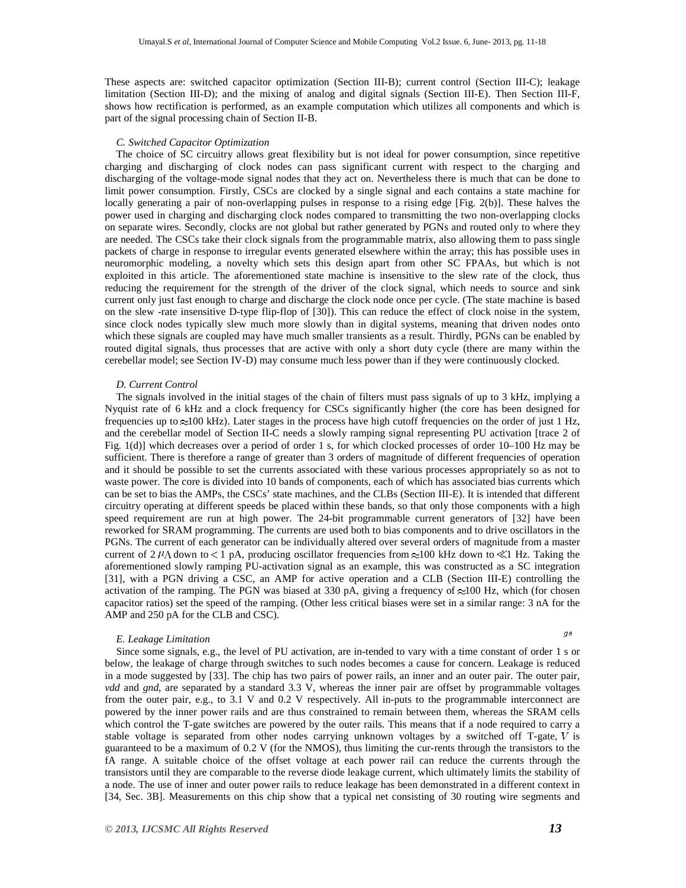These aspects are: switched capacitor optimization (Section III-B); current control (Section III-C); leakage limitation (Section III-D); and the mixing of analog and digital signals (Section III-E). Then Section III-F, shows how rectification is performed, as an example computation which utilizes all components and which is part of the signal processing chain of Section II-B.

### *C. Switched Capacitor Optimization*

The choice of SC circuitry allows great flexibility but is not ideal for power consumption, since repetitive charging and discharging of clock nodes can pass significant current with respect to the charging and discharging of the voltage-mode signal nodes that they act on. Nevertheless there is much that can be done to limit power consumption. Firstly, CSCs are clocked by a single signal and each contains a state machine for locally generating a pair of non-overlapping pulses in response to a rising edge [Fig. 2(b)]. These halves the power used in charging and discharging clock nodes compared to transmitting the two non-overlapping clocks on separate wires. Secondly, clocks are not global but rather generated by PGNs and routed only to where they are needed. The CSCs take their clock signals from the programmable matrix, also allowing them to pass single packets of charge in response to irregular events generated elsewhere within the array; this has possible uses in neuromorphic modeling, a novelty which sets this design apart from other SC FPAAs, but which is not exploited in this article. The aforementioned state machine is insensitive to the slew rate of the clock, thus reducing the requirement for the strength of the driver of the clock signal, which needs to source and sink current only just fast enough to charge and discharge the clock node once per cycle. (The state machine is based on the slew -rate insensitive D-type flip-flop of [30]). This can reduce the effect of clock noise in the system, since clock nodes typically slew much more slowly than in digital systems, meaning that driven nodes onto which these signals are coupled may have much smaller transients as a result. Thirdly, PGNs can be enabled by routed digital signals, thus processes that are active with only a short duty cycle (there are many within the cerebellar model; see Section IV-D) may consume much less power than if they were continuously clocked.

### *D. Current Control*

The signals involved in the initial stages of the chain of filters must pass signals of up to 3 kHz, implying a Nyquist rate of 6 kHz and a clock frequency for CSCs significantly higher (the core has been designed for frequencies up to $\approx$100 kHz). Later stages in the process have high cutoff frequencies on the order of just 1 Hz, and the cerebellar model of Section II-C needs a slowly ramping signal representing PU activation [trace 2 of Fig. 1(d)] which decreases over a period of order 1 s, for which clocked processes of order 10–100 Hz may be sufficient. There is therefore a range of greater than 3 orders of magnitude of different frequencies of operation and it should be possible to set the currents associated with these various processes appropriately so as not to waste power. The core is divided into 10 bands of components, each of which has associated bias currents which can be set to bias the AMPs, the CSCs' state machines, and the CLBs (Section III-E). It is intended that different circuitry operating at different speeds be placed within these bands, so that only those components with a high speed requirement are run at high power. The 24-bit programmable current generators of [32] have been reworked for SRAM programming. The currents are used both to bias components and to drive oscillators in the PGNs. The current of each generator can be individually altered over several orders of magnitude from a master current of 2 $\mu$A down to $<$ 1 pA, producing oscillator frequencies from $\approx$100 kHz down to $\ll$1 Hz. Taking the aforementioned slowly ramping PU-activation signal as an example, this was constructed as a SC integration [31], with a PGN driving a CSC, an AMP for active operation and a CLB (Section III-E) controlling the activation of the ramping. The PGN was biased at 330 pA, giving a frequency of $\approx$100 Hz, which (for chosen capacitor ratios) set the speed of the ramping. (Other less critical biases were set in a similar range: 3 nA for the AMP and 250 pA for the CLB and CSC).

### *E. Leakage Limitation*

Since some signals, e.g., the level of PU activation, are in-tended to vary with a time constant of order 1 s or below, the leakage of charge through switches to such nodes becomes a cause for concern. Leakage is reduced in a mode suggested by [33]. The chip has two pairs of power rails, an inner and an outer pair. The outer pair, *vdd* and *gnd*, are separated by a standard 3.3 V, whereas the inner pair are offset by programmable voltages from the outer pair, e.g., to 3.1 V and 0.2 V respectively. All in-puts to the programmable interconnect are powered by the inner power rails and are thus constrained to remain between them, whereas the SRAM cells which control the T-gate switches are powered by the outer rails. This means that if a node required to carry a stable voltage is separated from other nodes carrying unknown voltages by a switched off T-gate, $V_{gs}$ is guaranteed to be a maximum of 0.2 V (for the NMOS), thus limiting the cur-rents through the transistors to the fA range. A suitable choice of the offset voltage at each power rail can reduce the currents through the transistors until they are comparable to the reverse diode leakage current, which ultimately limits the stability of a node. The use of inner and outer power rails to reduce leakage has been demonstrated in a different context in [34, Sec. 3B]. Measurements on this chip show that a typical net consisting of 30 routing wire segments and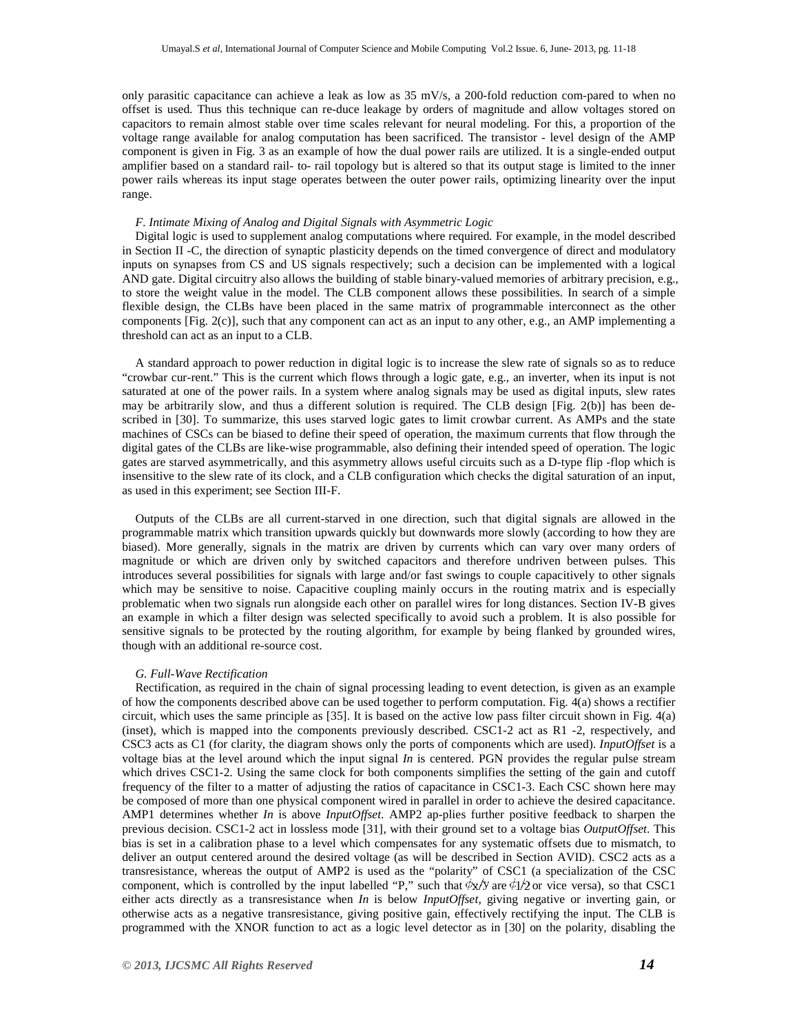only parasitic capacitance can achieve a leak as low as 35 mV/s, a 200-fold reduction com-pared to when no offset is used. Thus this technique can re-duce leakage by orders of magnitude and allow voltages stored on capacitors to remain almost stable over time scales relevant for neural modeling. For this, a proportion of the voltage range available for analog computation has been sacrificed. The transistor - level design of the AMP component is given in Fig. 3 as an example of how the dual power rails are utilized. It is a single-ended output amplifier based on a standard rail- to- rail topology but is altered so that its output stage is limited to the inner power rails whereas its input stage operates between the outer power rails, optimizing linearity over the input range.

### *F. Intimate Mixing of Analog and Digital Signals with Asymmetric Logic*

Digital logic is used to supplement analog computations where required. For example, in the model described in Section II -C, the direction of synaptic plasticity depends on the timed convergence of direct and modulatory inputs on synapses from CS and US signals respectively; such a decision can be implemented with a logical AND gate. Digital circuitry also allows the building of stable binary-valued memories of arbitrary precision, e.g., to store the weight value in the model. The CLB component allows these possibilities. In search of a simple flexible design, the CLBs have been placed in the same matrix of programmable interconnect as the other components [Fig. 2(c)], such that any component can act as an input to any other, e.g., an AMP implementing a threshold can act as an input to a CLB.

A standard approach to power reduction in digital logic is to increase the slew rate of signals so as to reduce "crowbar cur-rent." This is the current which flows through a logic gate, e.g., an inverter, when its input is not saturated at one of the power rails. In a system where analog signals may be used as digital inputs, slew rates may be arbitrarily slow, and thus a different solution is required. The CLB design [Fig. 2(b)] has been de-scribed in [30]. To summarize, this uses starved logic gates to limit crowbar current. As AMPs and the state machines of CSCs can be biased to define their speed of operation, the maximum currents that flow through the digital gates of the CLBs are like-wise programmable, also defining their intended speed of operation. The logic gates are starved asymmetrically, and this asymmetry allows useful circuits such as a D-type flip -flop which is insensitive to the slew rate of its clock, and a CLB configuration which checks the digital saturation of an input, as used in this experiment; see Section III-F.

Outputs of the CLBs are all current-starved in one direction, such that digital signals are allowed in the programmable matrix which transition upwards quickly but downwards more slowly (according to how they are biased). More generally, signals in the matrix are driven by currents which can vary over many orders of magnitude or which are driven only by switched capacitors and therefore undriven between pulses. This introduces several possibilities for signals with large and/or fast swings to couple capacitively to other signals which may be sensitive to noise. Capacitive coupling mainly occurs in the routing matrix and is especially problematic when two signals run alongside each other on parallel wires for long distances. Section IV-B gives an example in which a filter design was selected specifically to avoid such a problem. It is also possible for sensitive signals to be protected by the routing algorithm, for example by being flanked by grounded wires, though with an additional re-source cost.

### *G. Full-Wave Rectification*

Rectification, as required in the chain of signal processing leading to event detection, is given as an example of how the components described above can be used together to perform computation. Fig. 4(a) shows a rectifier circuit, which uses the same principle as [35]. It is based on the active low pass filter circuit shown in Fig. 4(a) (inset), which is mapped into the components previously described. CSC1-2 act as R1 -2, respectively, and CSC3 acts as C1 (for clarity, the diagram shows only the ports of components which are used). *InputOffset* is a voltage bias at the level around which the input signal *In* is centered. PGN provides the regular pulse stream which drives CSC1-2. Using the same clock for both components simplifies the setting of the gain and cutoff frequency of the filter to a matter of adjusting the ratios of capacitance in CSC1-3. Each CSC shown here may be composed of more than one physical component wired in parallel in order to achieve the desired capacitance. AMP1 determines whether *In* is above *InputOffset*. AMP2 ap-plies further positive feedback to sharpen the previous decision. CSC1-2 act in lossless mode [31], with their ground set to a voltage bias *OutputOffset*. This bias is set in a calibration phase to a level which compensates for any systematic offsets due to mismatch, to deliver an output centered around the desired voltage (as will be described in Section AVID). CSC2 acts as a transresistance, whereas the output of AMP2 is used as the "polarity" of CSC1 (a specialization of the CSC component, which is controlled by the input labelled "P," such that $\phi x/y$ are $\phi 1/2$ or vice versa), so that CSC1 either acts directly as a transresistance when *In* is below *InputOffset*, giving negative or inverting gain, or otherwise acts as a negative transresistance, giving positive gain, effectively rectifying the input. The CLB is programmed with the XNOR function to act as a logic level detector as in [30] on the polarity, disabling the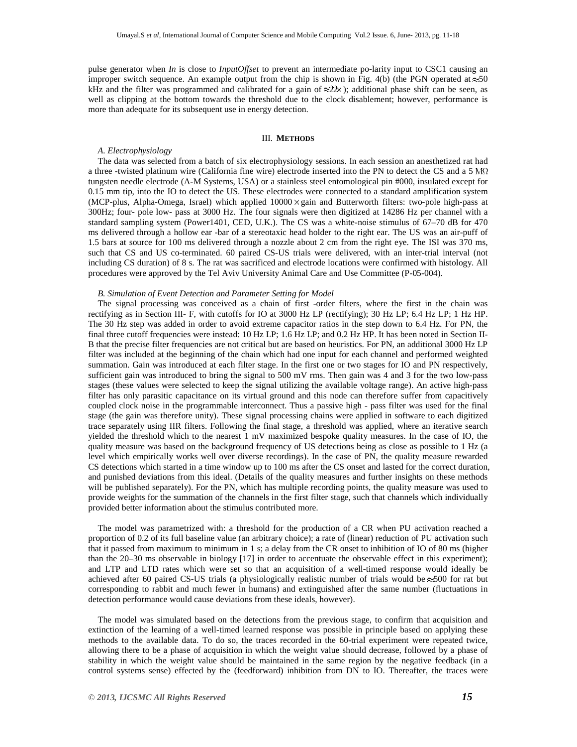pulse generator when *In* is close to *InputOffset* to prevent an intermediate po-larity input to CSC1 causing an improper switch sequence. An example output from the chip is shown in Fig. 4(b) (the PGN operated at $\approx$50 kHz and the filter was programmed and calibrated for a gain of $\approx$22$\times$); additional phase shift can be seen, as well as clipping at the bottom towards the threshold due to the clock disablement; however, performance is more than adequate for its subsequent use in energy detection.

## III. METHODS

### *A. Electrophysiology*

The data was selected from a batch of six electrophysiology sessions. In each session an anesthetized rat had a three -twisted platinum wire (California fine wire) electrode inserted into the PN to detect the CS and a 5 M$\Omega$ tungsten needle electrode (A-M Systems, USA) or a stainless steel entomological pin #000, insulated except for 0.15 mm tip, into the IO to detect the US. These electrodes were connected to a standard amplification system (MCP-plus, Alpha-Omega, Israel) which applied 10000$\times$gain and Butterworth filters: two-pole high-pass at 300Hz; four- pole low- pass at 3000 Hz. The four signals were then digitized at 14286 Hz per channel with a standard sampling system (Power1401, CED, U.K.). The CS was a white-noise stimulus of 67–70 dB for 470 ms delivered through a hollow ear -bar of a stereotaxic head holder to the right ear. The US was an air-puff of 1.5 bars at source for 100 ms delivered through a nozzle about 2 cm from the right eye. The ISI was 370 ms, such that CS and US co-terminated. 60 paired CS-US trials were delivered, with an inter-trial interval (not including CS duration) of 8 s. The rat was sacrificed and electrode locations were confirmed with histology. All procedures were approved by the Tel Aviv University Animal Care and Use Committee (P-05-004).

### *B. Simulation of Event Detection and Parameter Setting for Model*

The signal processing was conceived as a chain of first -order filters, where the first in the chain was rectifying as in Section III- F, with cutoffs for IO at 3000 Hz LP (rectifying); 30 Hz LP; 6.4 Hz LP; 1 Hz HP. The 30 Hz step was added in order to avoid extreme capacitor ratios in the step down to 6.4 Hz. For PN, the final three cutoff frequencies were instead: 10 Hz LP; 1.6 Hz LP; and 0.2 Hz HP. It has been noted in Section II-B that the precise filter frequencies are not critical but are based on heuristics. For PN, an additional 3000 Hz LP filter was included at the beginning of the chain which had one input for each channel and performed weighted summation. Gain was introduced at each filter stage. In the first one or two stages for IO and PN respectively, sufficient gain was introduced to bring the signal to 500 mV rms. Then gain was 4 and 3 for the two low-pass stages (these values were selected to keep the signal utilizing the available voltage range). An active high-pass filter has only parasitic capacitance on its virtual ground and this node can therefore suffer from capacitively coupled clock noise in the programmable interconnect. Thus a passive high - pass filter was used for the final stage (the gain was therefore unity). These signal processing chains were applied in software to each digitized trace separately using IIR filters. Following the final stage, a threshold was applied, where an iterative search yielded the threshold which to the nearest 1 mV maximized bespoke quality measures. In the case of IO, the quality measure was based on the background frequency of US detections being as close as possible to 1 Hz (a level which empirically works well over diverse recordings). In the case of PN, the quality measure rewarded CS detections which started in a time window up to 100 ms after the CS onset and lasted for the correct duration, and punished deviations from this ideal. (Details of the quality measures and further insights on these methods will be published separately). For the PN, which has multiple recording points, the quality measure was used to provide weights for the summation of the channels in the first filter stage, such that channels which individually provided better information about the stimulus contributed more.

The model was parametrized with: a threshold for the production of a CR when PU activation reached a proportion of 0.2 of its full baseline value (an arbitrary choice); a rate of (linear) reduction of PU activation such that it passed from maximum to minimum in 1 s; a delay from the CR onset to inhibition of IO of 80 ms (higher than the 20–30 ms observable in biology [17] in order to accentuate the observable effect in this experiment); and LTP and LTD rates which were set so that an acquisition of a well-timed response would ideally be achieved after 60 paired CS-US trials (a physiologically realistic number of trials would be $\approx$500 for rat but corresponding to rabbit and much fewer in humans) and extinguished after the same number (fluctuations in detection performance would cause deviations from these ideals, however).

The model was simulated based on the detections from the previous stage, to confirm that acquisition and extinction of the learning of a well-timed learned response was possible in principle based on applying these methods to the available data. To do so, the traces recorded in the 60-trial experiment were repeated twice, allowing there to be a phase of acquisition in which the weight value should decrease, followed by a phase of stability in which the weight value should be maintained in the same region by the negative feedback (in a control systems sense) effected by the (feedforward) inhibition from DN to IO. Thereafter, the traces were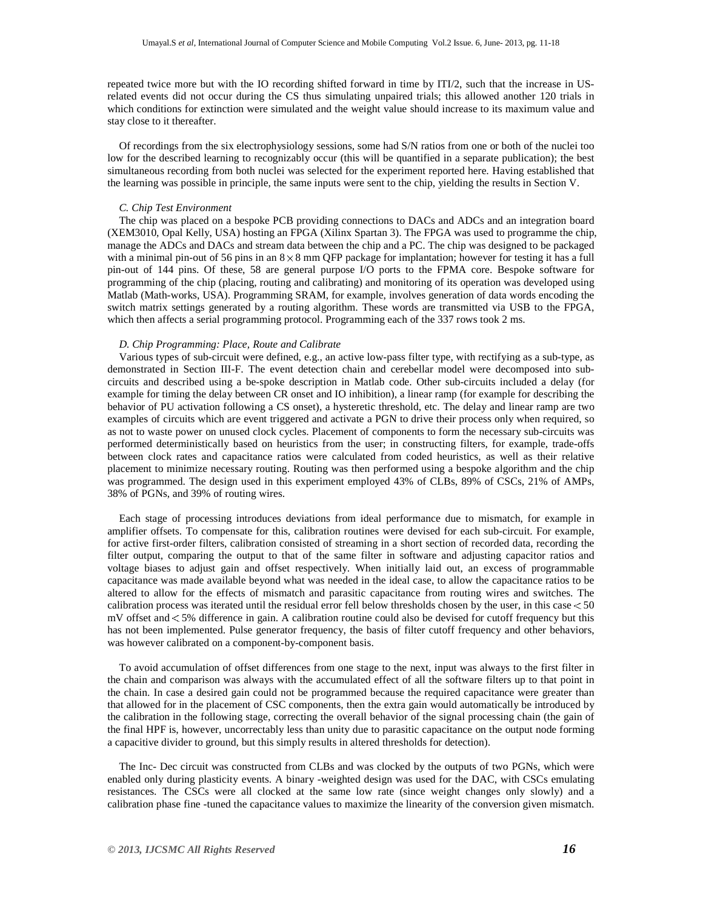repeated twice more but with the IO recording shifted forward in time by ITI/2, such that the increase in US-related events did not occur during the CS thus simulating unpaired trials; this allowed another 120 trials in which conditions for extinction were simulated and the weight value should increase to its maximum value and stay close to it thereafter.

Of recordings from the six electrophysiology sessions, some had S/N ratios from one or both of the nuclei too low for the described learning to recognizably occur (this will be quantified in a separate publication); the best simultaneous recording from both nuclei was selected for the experiment reported here. Having established that the learning was possible in principle, the same inputs were sent to the chip, yielding the results in Section V.

### *C. Chip Test Environment*

The chip was placed on a bespoke PCB providing connections to DACs and ADCs and an integration board (XEM3010, Opal Kelly, USA) hosting an FPGA (Xilinx Spartan 3). The FPGA was used to programme the chip, manage the ADCs and DACs and stream data between the chip and a PC. The chip was designed to be packaged with a minimal pin-out of 56 pins in an $8 \times 8$ mm QFP package for implantation; however for testing it has a full pin-out of 144 pins. Of these, 58 are general purpose I/O ports to the FPMA core. Bespoke software for programming of the chip (placing, routing and calibrating) and monitoring of its operation was developed using Matlab (Math-works, USA). Programming SRAM, for example, involves generation of data words encoding the switch matrix settings generated by a routing algorithm. These words are transmitted via USB to the FPGA, which then affects a serial programming protocol. Programming each of the 337 rows took 2 ms.

### *D. Chip Programming: Place, Route and Calibrate*

Various types of sub-circuit were defined, e.g., an active low-pass filter type, with rectifying as a sub-type, as demonstrated in Section III-F. The event detection chain and cerebellar model were decomposed into sub-circuits and described using a be-spoke description in Matlab code. Other sub-circuits included a delay (for example for timing the delay between CR onset and IO inhibition), a linear ramp (for example for describing the behavior of PU activation following a CS onset), a hysteretic threshold, etc. The delay and linear ramp are two examples of circuits which are event triggered and activate a PGN to drive their process only when required, so as not to waste power on unused clock cycles. Placement of components to form the necessary sub-circuits was performed deterministically based on heuristics from the user; in constructing filters, for example, trade-offs between clock rates and capacitance ratios were calculated from coded heuristics, as well as their relative placement to minimize necessary routing. Routing was then performed using a bespoke algorithm and the chip was programmed. The design used in this experiment employed 43% of CLBs, 89% of CSCs, 21% of AMPs, 38% of PGNs, and 39% of routing wires.

Each stage of processing introduces deviations from ideal performance due to mismatch, for example in amplifier offsets. To compensate for this, calibration routines were devised for each sub-circuit. For example, for active first-order filters, calibration consisted of streaming in a short section of recorded data, recording the filter output, comparing the output to that of the same filter in software and adjusting capacitor ratios and voltage biases to adjust gain and offset respectively. When initially laid out, an excess of programmable capacitance was made available beyond what was needed in the ideal case, to allow the capacitance ratios to be altered to allow for the effects of mismatch and parasitic capacitance from routing wires and switches. The calibration process was iterated until the residual error fell below thresholds chosen by the user, in this case $< 50$ mV offset and $< 5\%$ difference in gain. A calibration routine could also be devised for cutoff frequency but this has not been implemented. Pulse generator frequency, the basis of filter cutoff frequency and other behaviors, was however calibrated on a component-by-component basis.

To avoid accumulation of offset differences from one stage to the next, input was always to the first filter in the chain and comparison was always with the accumulated effect of all the software filters up to that point in the chain. In case a desired gain could not be programmed because the required capacitance were greater than that allowed for in the placement of CSC components, then the extra gain would automatically be introduced by the calibration in the following stage, correcting the overall behavior of the signal processing chain (the gain of the final HPF is, however, uncorrectably less than unity due to parasitic capacitance on the output node forming a capacitive divider to ground, but this simply results in altered thresholds for detection).

The Inc- Dec circuit was constructed from CLBs and was clocked by the outputs of two PGNs, which were enabled only during plasticity events. A binary -weighted design was used for the DAC, with CSCs emulating resistances. The CSCs were all clocked at the same low rate (since weight changes only slowly) and a calibration phase fine -tuned the capacitance values to maximize the linearity of the conversion given mismatch.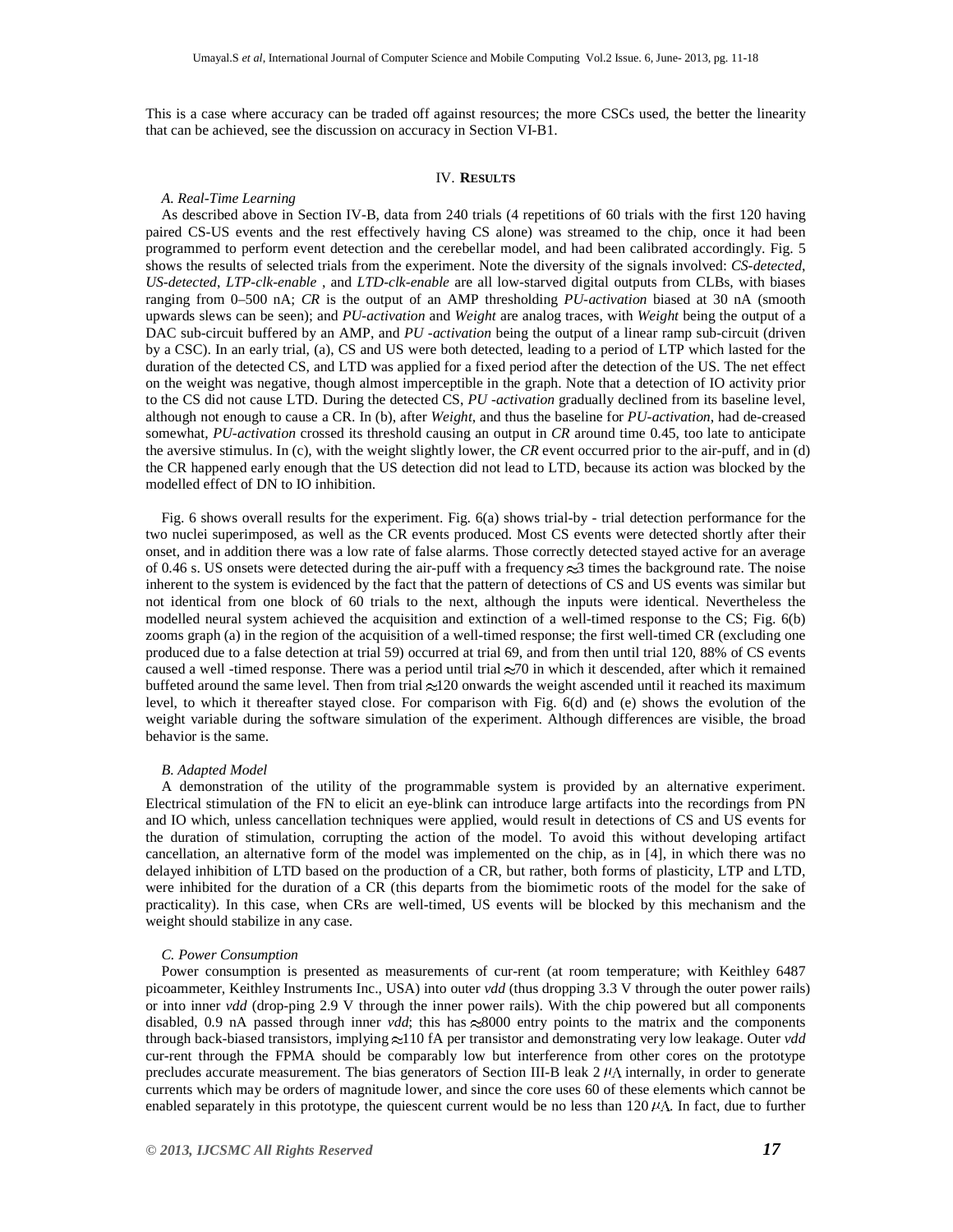This is a case where accuracy can be traded off against resources; the more CSCs used, the better the linearity that can be achieved, see the discussion on accuracy in Section VI-B1.

## IV. RESULTS

### *A. Real-Time Learning*

As described above in Section IV-B, data from 240 trials (4 repetitions of 60 trials with the first 120 having paired CS-US events and the rest effectively having CS alone) was streamed to the chip, once it had been programmed to perform event detection and the cerebellar model, and had been calibrated accordingly. Fig. 5 shows the results of selected trials from the experiment. Note the diversity of the signals involved: *CS-detected*, *US-detected*, *LTP-clk-enable* , and *LTD-clk-enable* are all low-starved digital outputs from CLBs, with biases ranging from 0–500 nA; *CR* is the output of an AMP thresholding *PU-activation* biased at 30 nA (smooth upwards slews can be seen); and *PU-activation* and *Weight* are analog traces, with *Weight* being the output of a DAC sub-circuit buffered by an AMP, and *PU -activation* being the output of a linear ramp sub-circuit (driven by a CSC). In an early trial, (a), CS and US were both detected, leading to a period of LTP which lasted for the duration of the detected CS, and LTD was applied for a fixed period after the detection of the US. The net effect on the weight was negative, though almost imperceptible in the graph. Note that a detection of IO activity prior to the CS did not cause LTD. During the detected CS, *PU -activation* gradually declined from its baseline level, although not enough to cause a CR. In (b), after *Weight*, and thus the baseline for *PU-activation*, had de-creased somewhat, *PU-activation* crossed its threshold causing an output in *CR* around time 0.45, too late to anticipate the aversive stimulus. In (c), with the weight slightly lower, the *CR* event occurred prior to the air-puff, and in (d) the CR happened early enough that the US detection did not lead to LTD, because its action was blocked by the modelled effect of DN to IO inhibition.

Fig. 6 shows overall results for the experiment. Fig. 6(a) shows trial-by - trial detection performance for the two nuclei superimposed, as well as the CR events produced. Most CS events were detected shortly after their onset, and in addition there was a low rate of false alarms. Those correctly detected stayed active for an average of 0.46 s. US onsets were detected during the air-puff with a frequency $\approx$3 times the background rate. The noise inherent to the system is evidenced by the fact that the pattern of detections of CS and US events was similar but not identical from one block of 60 trials to the next, although the inputs were identical. Nevertheless the modelled neural system achieved the acquisition and extinction of a well-timed response to the CS; Fig. 6(b) zooms graph (a) in the region of the acquisition of a well-timed response; the first well-timed CR (excluding one produced due to a false detection at trial 59) occurred at trial 69, and from then until trial 120, 88% of CS events caused a well -timed response. There was a period until trial $\approx$70 in which it descended, after which it remained buffeted around the same level. Then from trial $\approx$120 onwards the weight ascended until it reached its maximum level, to which it thereafter stayed close. For comparison with Fig. 6(d) and (e) shows the evolution of the weight variable during the software simulation of the experiment. Although differences are visible, the broad behavior is the same.

### *B. Adapted Model*

A demonstration of the utility of the programmable system is provided by an alternative experiment. Electrical stimulation of the FN to elicit an eye-blink can introduce large artifacts into the recordings from PN and IO which, unless cancellation techniques were applied, would result in detections of CS and US events for the duration of stimulation, corrupting the action of the model. To avoid this without developing artifact cancellation, an alternative form of the model was implemented on the chip, as in [4], in which there was no delayed inhibition of LTD based on the production of a CR, but rather, both forms of plasticity, LTP and LTD, were inhibited for the duration of a CR (this departs from the biomimetic roots of the model for the sake of practicality). In this case, when CRs are well-timed, US events will be blocked by this mechanism and the weight should stabilize in any case.

### *C. Power Consumption*

Power consumption is presented as measurements of cur-rent (at room temperature; with Keithley 6487 picoammeter, Keithley Instruments Inc., USA) into outer *vdd* (thus dropping 3.3 V through the outer power rails) or into inner *vdd* (drop-ping 2.9 V through the inner power rails). With the chip powered but all components disabled, 0.9 nA passed through inner *vdd*; this has $\approx$8000 entry points to the matrix and the components through back-biased transistors, implying $\approx$110 fA per transistor and demonstrating very low leakage. Outer *vdd* cur-rent through the FPMA should be comparably low but interference from other cores on the prototype precludes accurate measurement. The bias generators of Section III-B leak 2 $\mu$A internally, in order to generate currents which may be orders of magnitude lower, and since the core uses 60 of these elements which cannot be enabled separately in this prototype, the quiescent current would be no less than 120 $\mu$A. In fact, due to further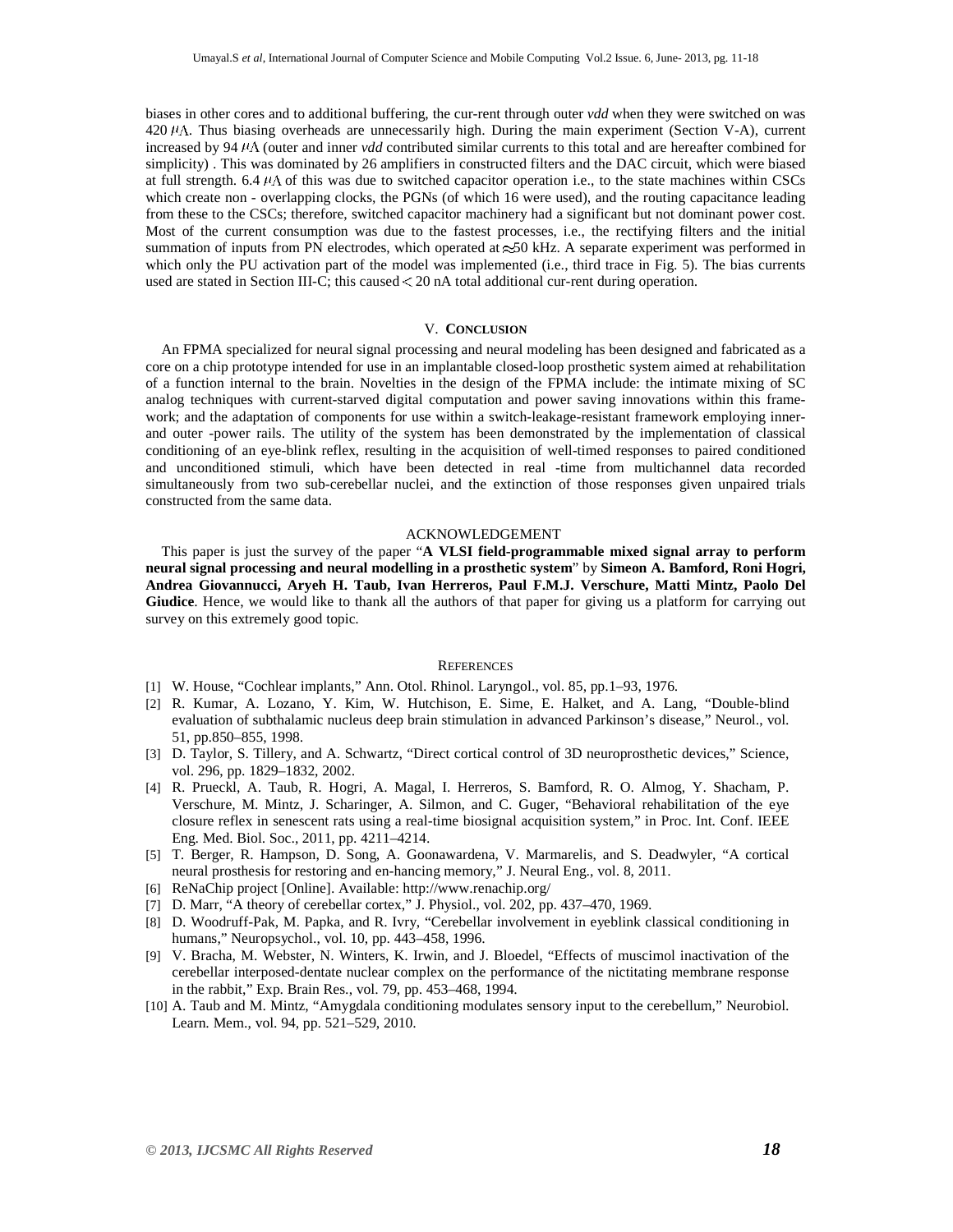biases in other cores and to additional buffering, the cur-rent through outer *vdd* when they were switched on was 420 $\mu$A. Thus biasing overheads are unnecessarily high. During the main experiment (Section V-A), current increased by 94 $\mu$A (outer and inner *vdd* contributed similar currents to this total and are hereafter combined for simplicity) . This was dominated by 26 amplifiers in constructed filters and the DAC circuit, which were biased at full strength. 6.4 $\mu$A of this was due to switched capacitor operation i.e., to the state machines within CSCs which create non - overlapping clocks, the PGNs (of which 16 were used), and the routing capacitance leading from these to the CSCs; therefore, switched capacitor machinery had a significant but not dominant power cost. Most of the current consumption was due to the fastest processes, i.e., the rectifying filters and the initial summation of inputs from PN electrodes, which operated at $\approx$50 kHz. A separate experiment was performed in which only the PU activation part of the model was implemented (i.e., third trace in Fig. 5). The bias currents used are stated in Section III-C; this caused $<$ 20 nA total additional cur-rent during operation.

## V. CONCLUSION

An FPMA specialized for neural signal processing and neural modeling has been designed and fabricated as a core on a chip prototype intended for use in an implantable closed-loop prosthetic system aimed at rehabilitation of a function internal to the brain. Novelties in the design of the FPMA include: the intimate mixing of SC analog techniques with current-starved digital computation and power saving innovations within this frame-work; and the adaptation of components for use within a switch-leakage-resistant framework employing inner-and outer -power rails. The utility of the system has been demonstrated by the implementation of classical conditioning of an eye-blink reflex, resulting in the acquisition of well-timed responses to paired conditioned and unconditioned stimuli, which have been detected in real -time from multichannel data recorded simultaneously from two sub-cerebellar nuclei, and the extinction of those responses given unpaired trials constructed from the same data.

## ACKNOWLEDGEMENT

This paper is just the survey of the paper "**A VLSI field-programmable mixed signal array to perform neural signal processing and neural modelling in a prosthetic system**" by **Simeon A. Bamford, Roni Hogri, Andrea Giovannucci, Aryeh H. Taub, Ivan Herreros, Paul F.M.J. Verschure, Matti Mintz, Paolo Del Giudice**. Hence, we would like to thank all the authors of that paper for giving us a platform for carrying out survey on this extremely good topic.

## REFERENCES

[1] W. House, "Cochlear implants," Ann. Otol. Rhinol. Laryngol., vol. 85, pp.1–93, 1976.

[2] R. Kumar, A. Lozano, Y. Kim, W. Hutchison, E. Sime, E. Halket, and A. Lang, "Double-blind evaluation of subthalamic nucleus deep brain stimulation in advanced Parkinson's disease," Neurol., vol. 51, pp.850–855, 1998.

[3] D. Taylor, S. Tillery, and A. Schwartz, "Direct cortical control of 3D neuroprosthetic devices," Science, vol. 296, pp. 1829–1832, 2002.

[4] R. Prueckl, A. Taub, R. Hogri, A. Magal, I. Herreros, S. Bamford, R. O. Almog, Y. Shacham, P. Verschure, M. Mintz, J. Scharinger, A. Silmon, and C. Guger, "Behavioral rehabilitation of the eye closure reflex in senescent rats using a real-time biosignal acquisition system," in Proc. Int. Conf. IEEE Eng. Med. Biol. Soc., 2011, pp. 4211–4214.

[5] T. Berger, R. Hampson, D. Song, A. Goonawardena, V. Marmarelis, and S. Deadwyler, "A cortical neural prosthesis for restoring and en-hancing memory," J. Neural Eng., vol. 8, 2011.

[6] ReNaChip project [Online]. Available: http://www.renachip.org/

[7] D. Marr, "A theory of cerebellar cortex," J. Physiol., vol. 202, pp. 437–470, 1969.

[8] D. Woodruff-Pak, M. Papka, and R. Ivry, "Cerebellar involvement in eyeblink classical conditioning in humans," Neuropsychol., vol. 10, pp. 443–458, 1996.

[9] V. Bracha, M. Webster, N. Winters, K. Irwin, and J. Bloedel, "Effects of muscimol inactivation of the cerebellar interposed-dentate nuclear complex on the performance of the nictitating membrane response in the rabbit," Exp. Brain Res., vol. 79, pp. 453–468, 1994.

[10] A. Taub and M. Mintz, "Amygdala conditioning modulates sensory input to the cerebellum," Neurobiol. Learn. Mem., vol. 94, pp. 521–529, 2010.